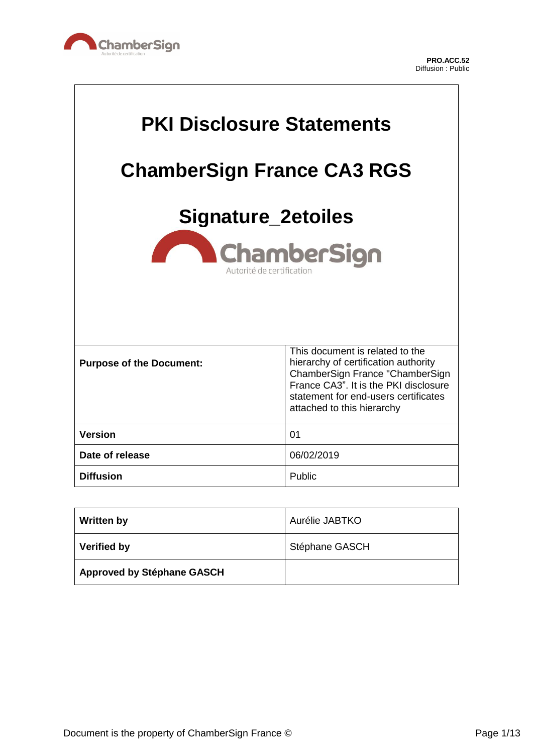PRO.ACC.52
Diffusion : Public

# PKI Disclosure Statements

# ChamberSign France CA3 RGS

# Signature_2etoiles

| | |
|---|---|
| **Purpose of the Document:** | This document is related to the hierarchy of certification authority ChamberSign France "ChamberSign France CA3". It is the PKI disclosure statement for end-users certificates attached to this hierarchy |
| **Version** | 01 |
| **Date of release** | 06/02/2019 |
| **Diffusion** | Public |

| | |
|---|---|
| **Written by** | Aurélie JABTKO |
| **Verified by** | Stéphane GASCH |
| **Approved by Stéphane GASCH** | |

Document is the property of ChamberSign France ©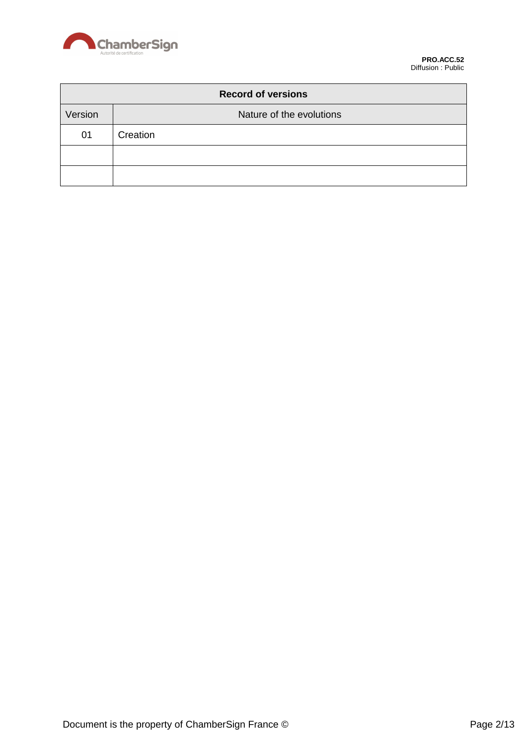| Record of versions | |
|---|---|
| Version | Nature of the evolutions |
| 01 | Creation |
| | |
| | |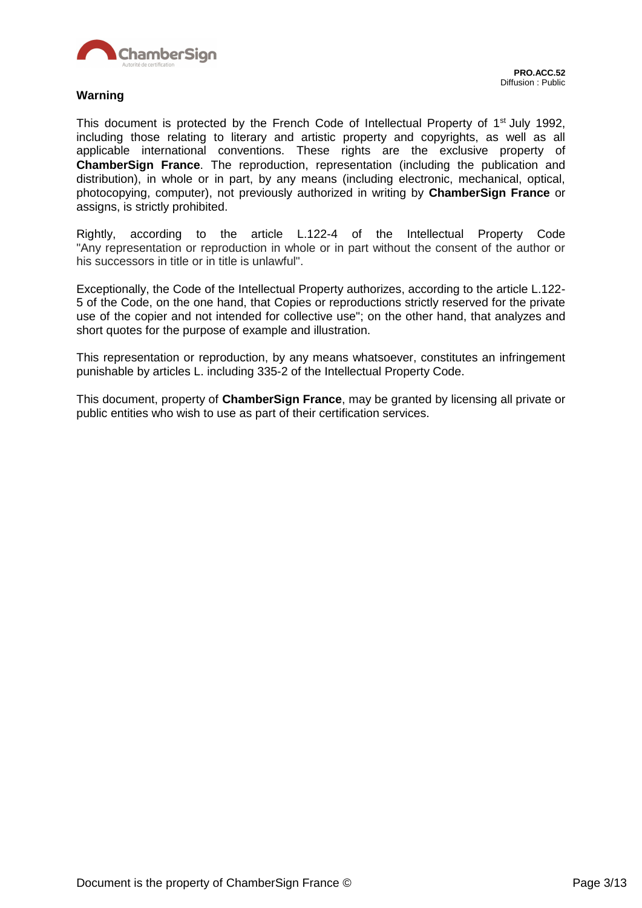**Warning**

This document is protected by the French Code of Intellectual Property of 1st July 1992, including those relating to literary and artistic property and copyrights, as well as all applicable international conventions. These rights are the exclusive property of **ChamberSign France**. The reproduction, representation (including the publication and distribution), in whole or in part, by any means (including electronic, mechanical, optical, photocopying, computer), not previously authorized in writing by **ChamberSign France** or assigns, is strictly prohibited.

Rightly, according to the article L.122-4 of the Intellectual Property Code "Any representation or reproduction in whole or in part without the consent of the author or his successors in title or in title is unlawful".

Exceptionally, the Code of the Intellectual Property authorizes, according to the article L.122-5 of the Code, on the one hand, that Copies or reproductions strictly reserved for the private use of the copier and not intended for collective use"; on the other hand, that analyzes and short quotes for the purpose of example and illustration.

This representation or reproduction, by any means whatsoever, constitutes an infringement punishable by articles L. including 335-2 of the Intellectual Property Code.

This document, property of **ChamberSign France**, may be granted by licensing all private or public entities who wish to use as part of their certification services.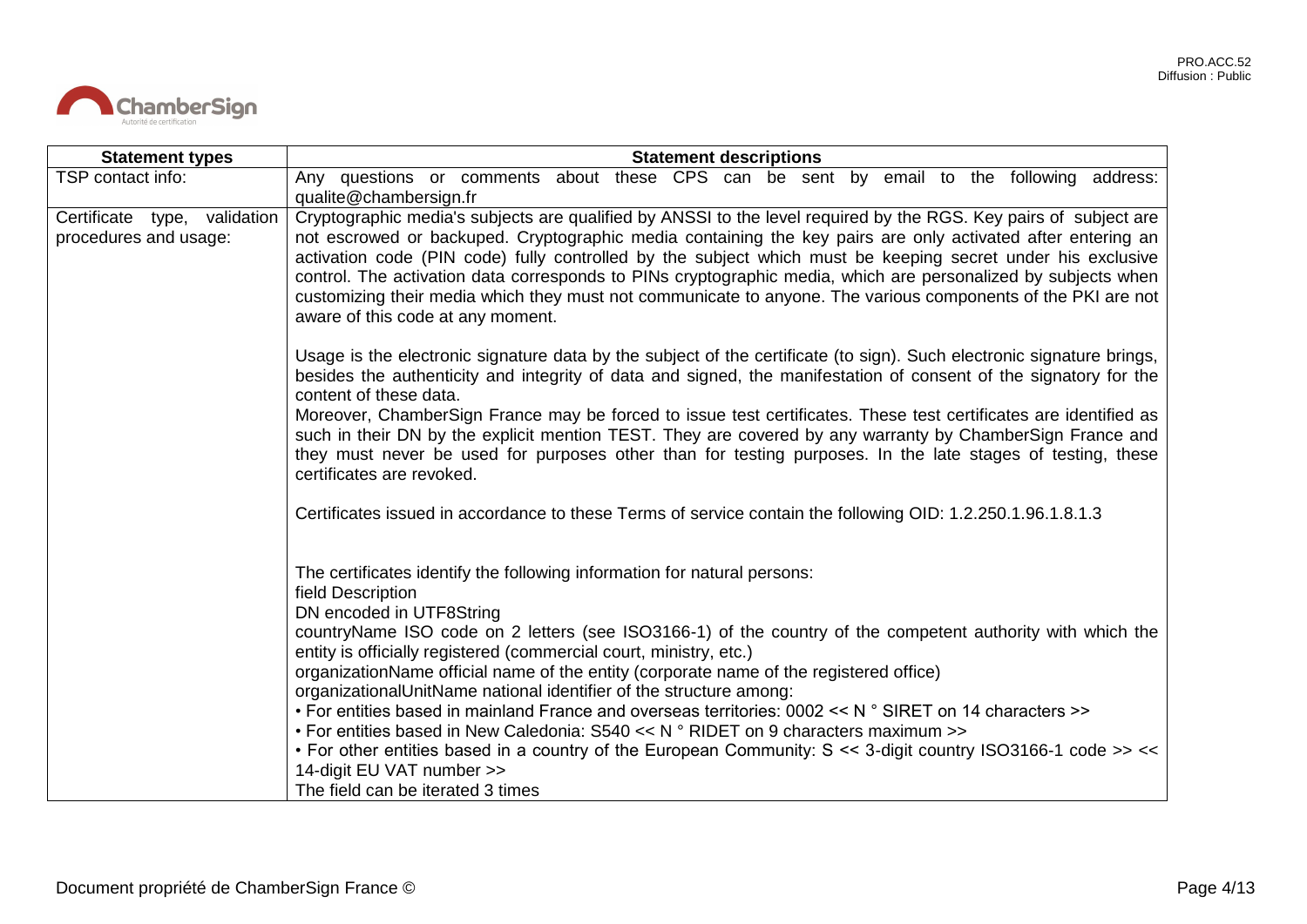| Statement types | Statement descriptions |
|---|---|
| TSP contact info: | Any questions or comments about these CPS can be sent by email to the following address: qualite@chambersign.fr |
| Certificate type, validation procedures and usage: | Cryptographic media's subjects are qualified by ANSSI to the level required by the RGS. Key pairs of subject are not escrowed or backuped. Cryptographic media containing the key pairs are only activated after entering an activation code (PIN code) fully controlled by the subject which must be keeping secret under his exclusive control. The activation data corresponds to PINs cryptographic media, which are personalized by subjects when customizing their media which they must not communicate to anyone. The various components of the PKI are not aware of this code at any moment.<br><br>Usage is the electronic signature data by the subject of the certificate (to sign). Such electronic signature brings, besides the authenticity and integrity of data and signed, the manifestation of consent of the signatory for the content of these data.<br>Moreover, ChamberSign France may be forced to issue test certificates. These test certificates are identified as such in their DN by the explicit mention TEST. They are covered by any warranty by ChamberSign France and they must never be used for purposes other than for testing purposes. In the late stages of testing, these certificates are revoked.<br><br>Certificates issued in accordance to these Terms of service contain the following OID: 1.2.250.1.96.1.8.1.3<br><br>The certificates identify the following information for natural persons:<br>field Description<br>DN encoded in UTF8String<br>countryName ISO code on 2 letters (see ISO3166-1) of the country of the competent authority with which the entity is officially registered (commercial court, ministry, etc.)<br>organizationName official name of the entity (corporate name of the registered office)<br>organizationalUnitName national identifier of the structure among:<br>• For entities based in mainland France and overseas territories: 0002 << N ° SIRET on 14 characters >><br>• For entities based in New Caledonia: S540 << N ° RIDET on 9 characters maximum >><br>• For other entities based in a country of the European Community: S << 3-digit country ISO3166-1 code >> << 14-digit EU VAT number >><br>The field can be iterated 3 times |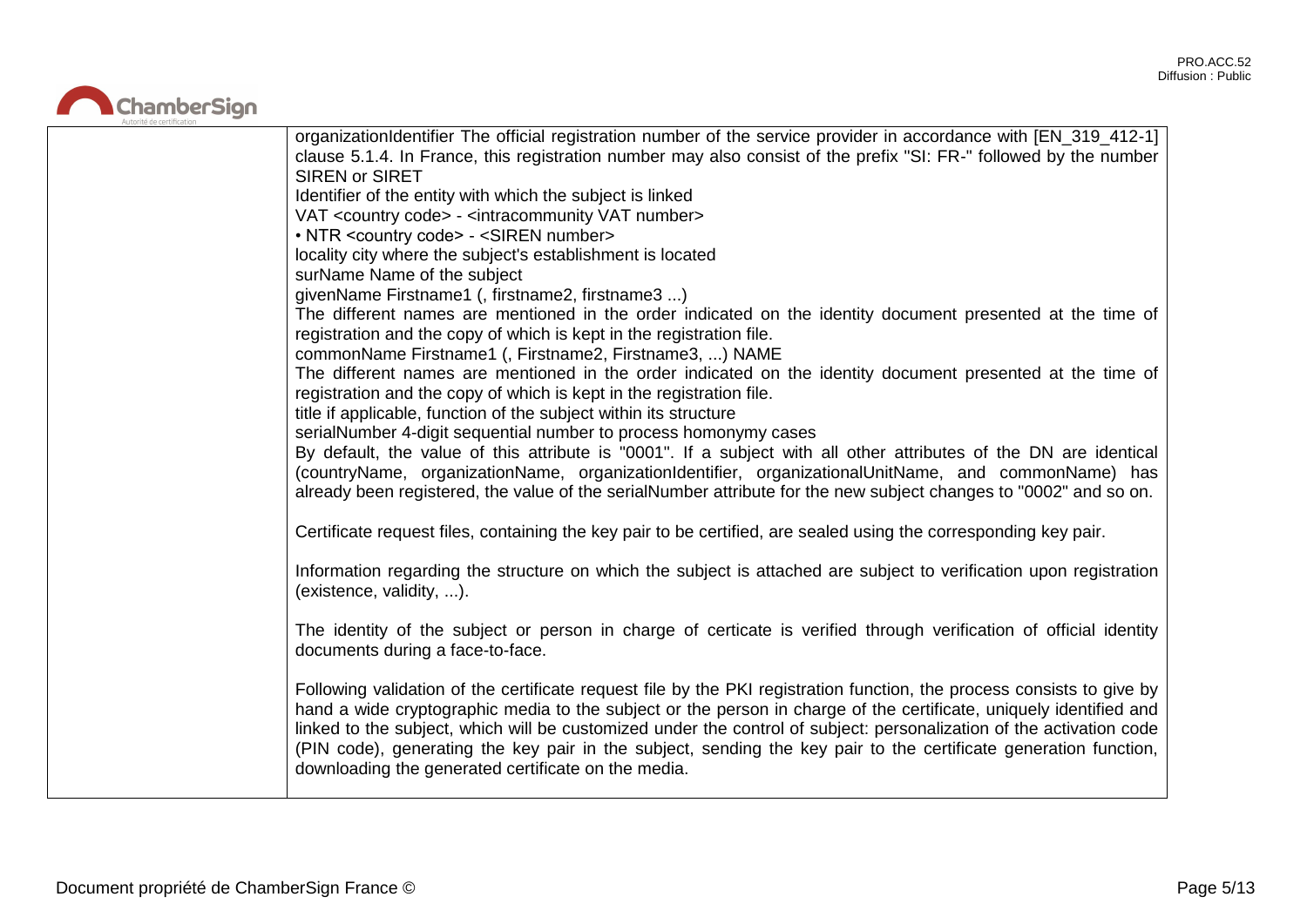| | |
|---|---|
| | organizationIdentifier The official registration number of the service provider in accordance with [EN_319_412-1] clause 5.1.4. In France, this registration number may also consist of the prefix "SI: FR-" followed by the number SIREN or SIRET<br>Identifier of the entity with which the subject is linked<br>VAT <country code> - <intracommunity VAT number><br>• NTR <country code> - <SIREN number><br>locality city where the subject's establishment is located<br>surName Name of the subject<br>givenName Firstname1 (, firstname2, firstname3 ...)<br>The different names are mentioned in the order indicated on the identity document presented at the time of registration and the copy of which is kept in the registration file.<br>commonName Firstname1 (, Firstname2, Firstname3, ...) NAME<br>The different names are mentioned in the order indicated on the identity document presented at the time of registration and the copy of which is kept in the registration file.<br>title if applicable, function of the subject within its structure<br>serialNumber 4-digit sequential number to process homonymy cases<br>By default, the value of this attribute is "0001". If a subject with all other attributes of the DN are identical (countryName, organizationName, organizationIdentifier, organizationalUnitName, and commonName) has already been registered, the value of the serialNumber attribute for the new subject changes to "0002" and so on.<br><br>Certificate request files, containing the key pair to be certified, are sealed using the corresponding key pair.<br><br>Information regarding the structure on which the subject is attached are subject to verification upon registration (existence, validity, ...).<br><br>The identity of the subject or person in charge of certicate is verified through verification of official identity documents during a face-to-face.<br><br>Following validation of the certificate request file by the PKI registration function, the process consists to give by hand a wide cryptographic media to the subject or the person in charge of the certificate, uniquely identified and linked to the subject, which will be customized under the control of subject: personalization of the activation code (PIN code), generating the key pair in the subject, sending the key pair to the certificate generation function, downloading the generated certificate on the media. |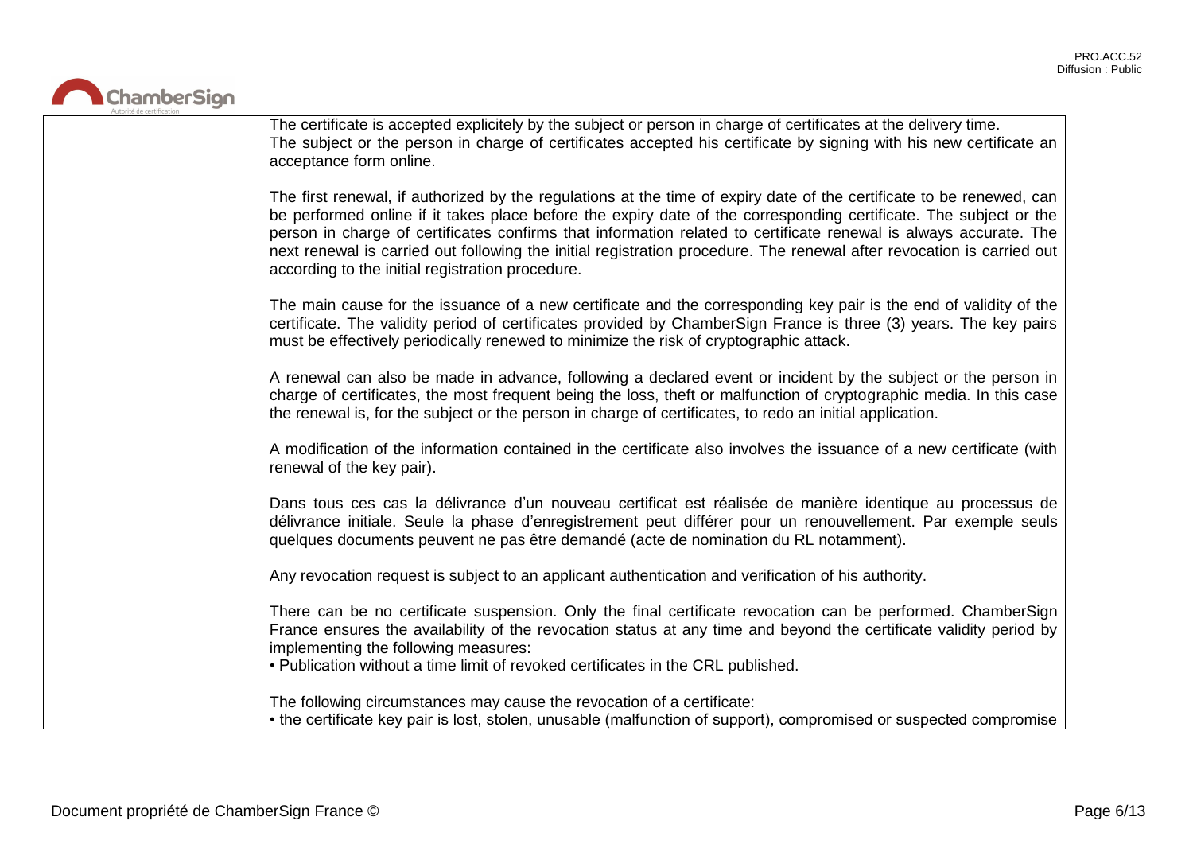| | |
|---|---|
| | The certificate is accepted explicitly by the subject or person in charge of certificates at the delivery time.<br>The subject or the person in charge of certificates accepted his certificate by signing with his new certificate an acceptance form online.<br><br>The first renewal, if authorized by the regulations at the time of expiry date of the certificate to be renewed, can be performed online if it takes place before the expiry date of the corresponding certificate. The subject or the person in charge of certificates confirms that information related to certificate renewal is always accurate. The next renewal is carried out following the initial registration procedure. The renewal after revocation is carried out according to the initial registration procedure.<br><br>The main cause for the issuance of a new certificate and the corresponding key pair is the end of validity of the certificate. The validity period of certificates provided by ChamberSign France is three (3) years. The key pairs must be effectively periodically renewed to minimize the risk of cryptographic attack.<br><br>A renewal can also be made in advance, following a declared event or incident by the subject or the person in charge of certificates, the most frequent being the loss, theft or malfunction of cryptographic media. In this case the renewal is, for the subject or the person in charge of certificates, to redo an initial application.<br><br>A modification of the information contained in the certificate also involves the issuance of a new certificate (with renewal of the key pair).<br><br>Dans tous ces cas la délivrance d'un nouveau certificat est réalisée de manière identique au processus de délivrance initiale. Seule la phase d'enregistrement peut différer pour un renouvellement. Par exemple seuls quelques documents peuvent ne pas être demandé (acte de nomination du RL notamment).<br><br>Any revocation request is subject to an applicant authentication and verification of his authority.<br><br>There can be no certificate suspension. Only the final certificate revocation can be performed. ChamberSign France ensures the availability of the revocation status at any time and beyond the certificate validity period by implementing the following measures:<br>• Publication without a time limit of revoked certificates in the CRL published.<br><br>The following circumstances may cause the revocation of a certificate:<br>• the certificate key pair is lost, stolen, unusable (malfunction of support), compromised or suspected compromise |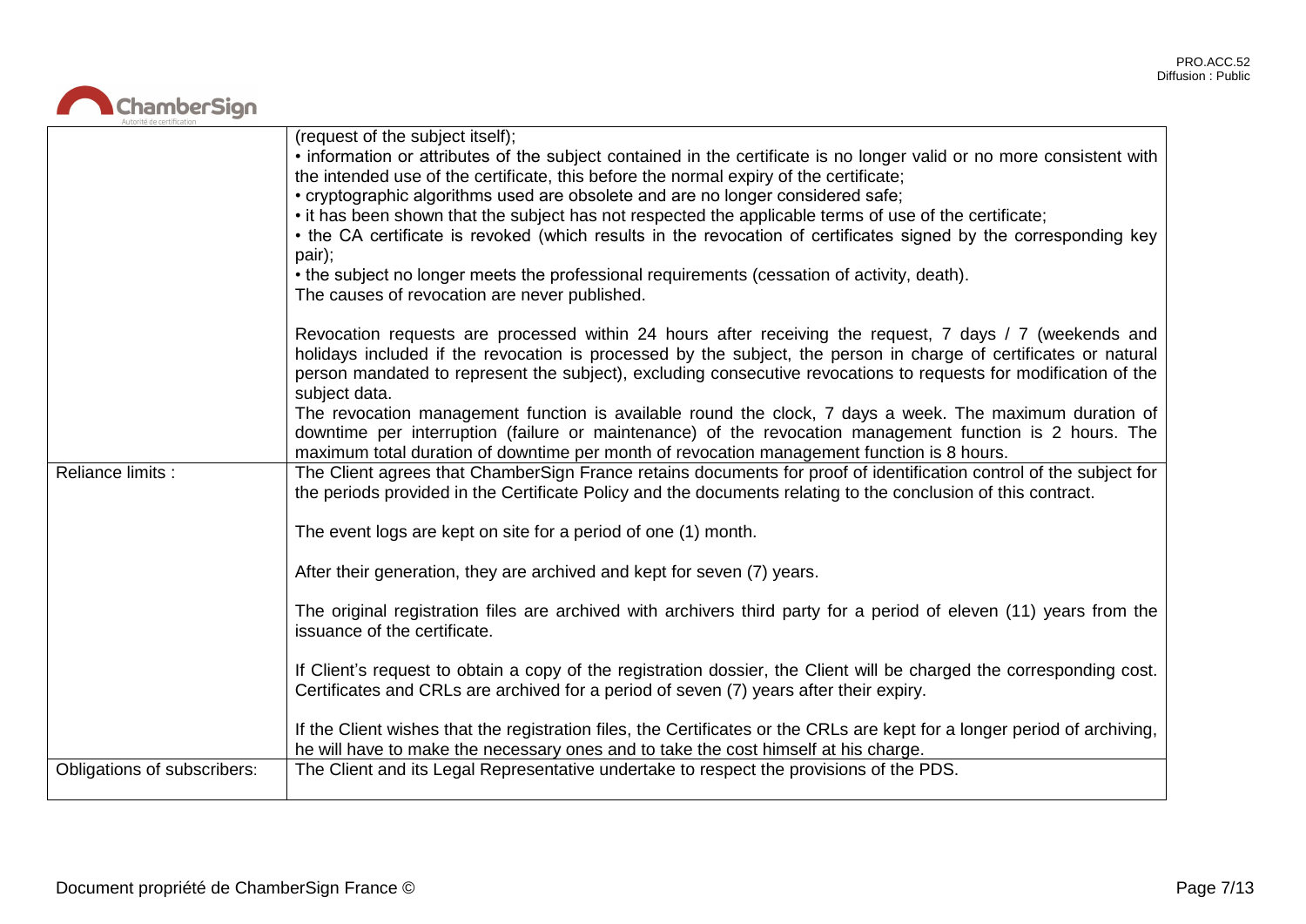| | |
|---|---|
| | (request of the subject itself);<br>• information or attributes of the subject contained in the certificate is no longer valid or no more consistent with the intended use of the certificate, this before the normal expiry of the certificate;<br>• cryptographic algorithms used are obsolete and are no longer considered safe;<br>• it has been shown that the subject has not respected the applicable terms of use of the certificate;<br>• the CA certificate is revoked (which results in the revocation of certificates signed by the corresponding key pair);<br>• the subject no longer meets the professional requirements (cessation of activity, death).<br>The causes of revocation are never published.<br><br>Revocation requests are processed within 24 hours after receiving the request, 7 days / 7 (weekends and holidays included if the revocation is processed by the subject, the person in charge of certificates or natural person mandated to represent the subject), excluding consecutive revocations to requests for modification of the subject data.<br>The revocation management function is available round the clock, 7 days a week. The maximum duration of downtime per interruption (failure or maintenance) of the revocation management function is 2 hours. The maximum total duration of downtime per month of revocation management function is 8 hours. |
| Reliance limits : | The Client agrees that ChamberSign France retains documents for proof of identification control of the subject for the periods provided in the Certificate Policy and the documents relating to the conclusion of this contract.<br><br>The event logs are kept on site for a period of one (1) month.<br><br>After their generation, they are archived and kept for seven (7) years.<br><br>The original registration files are archived with archivers third party for a period of eleven (11) years from the issuance of the certificate.<br><br>If Client's request to obtain a copy of the registration dossier, the Client will be charged the corresponding cost. Certificates and CRLs are archived for a period of seven (7) years after their expiry.<br><br>If the Client wishes that the registration files, the Certificates or the CRLs are kept for a longer period of archiving, he will have to make the necessary ones and to take the cost himself at his charge. |
| Obligations of subscribers: | The Client and its Legal Representative undertake to respect the provisions of the PDS. |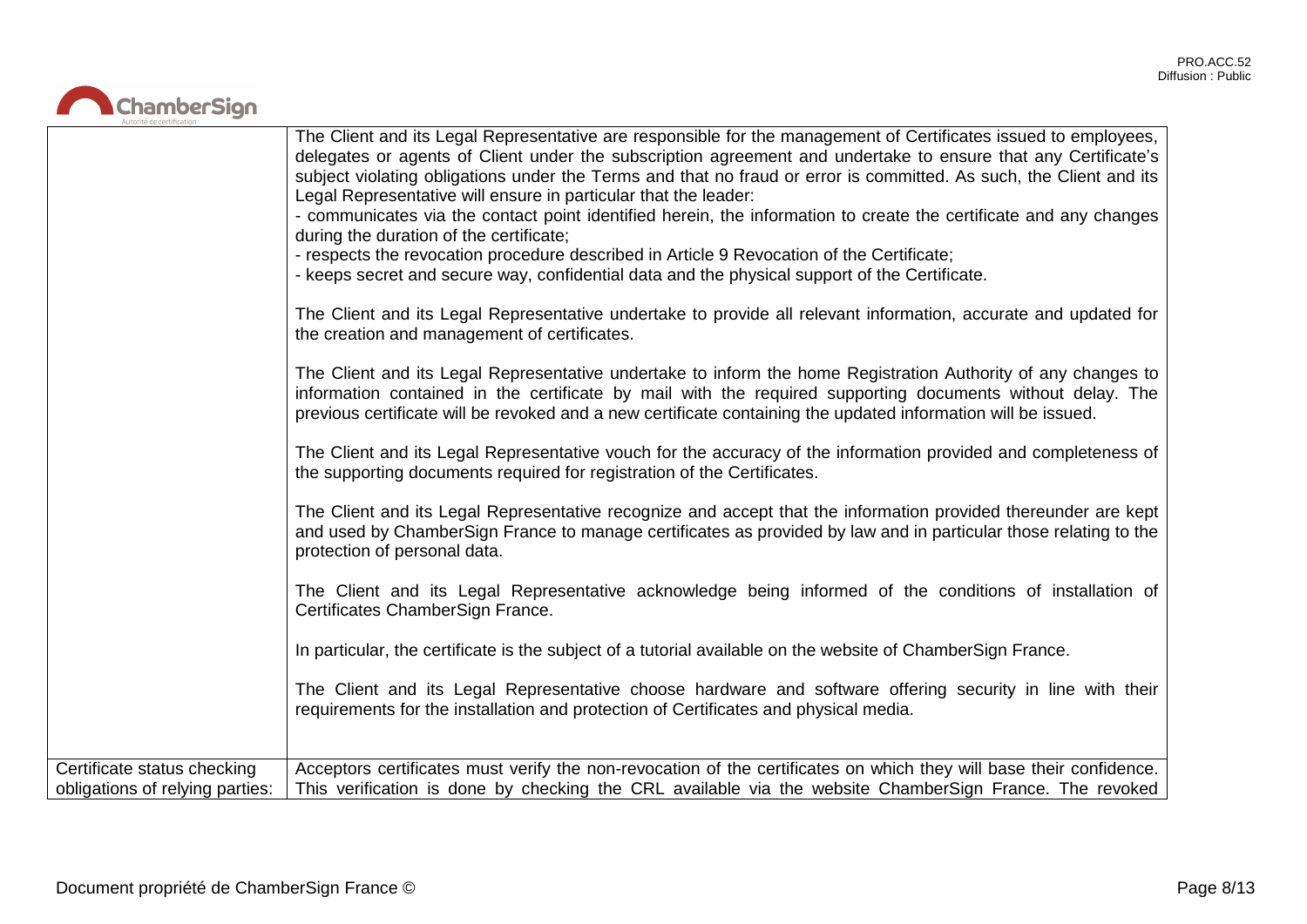| | |
|---|---|
| | The Client and its Legal Representative are responsible for the management of Certificates issued to employees, delegates or agents of Client under the subscription agreement and undertake to ensure that any Certificate's subject violating obligations under the Terms and that no fraud or error is committed. As such, the Client and its Legal Representative will ensure in particular that the leader:<br>- communicates via the contact point identified herein, the information to create the certificate and any changes during the duration of the certificate;<br>- respects the revocation procedure described in Article 9 Revocation of the Certificate;<br>- keeps secret and secure way, confidential data and the physical support of the Certificate.<br><br>The Client and its Legal Representative undertake to provide all relevant information, accurate and updated for the creation and management of certificates.<br><br>The Client and its Legal Representative undertake to inform the home Registration Authority of any changes to information contained in the certificate by mail with the required supporting documents without delay. The previous certificate will be revoked and a new certificate containing the updated information will be issued.<br><br>The Client and its Legal Representative vouch for the accuracy of the information provided and completeness of the supporting documents required for registration of the Certificates.<br><br>The Client and its Legal Representative recognize and accept that the information provided thereunder are kept and used by ChamberSign France to manage certificates as provided by law and in particular those relating to the protection of personal data.<br><br>The Client and its Legal Representative acknowledge being informed of the conditions of installation of Certificates ChamberSign France.<br><br>In particular, the certificate is the subject of a tutorial available on the website of ChamberSign France.<br><br>The Client and its Legal Representative choose hardware and software offering security in line with their requirements for the installation and protection of Certificates and physical media. |
| Certificate status checking obligations of relying parties: | Acceptors certificates must verify the non-revocation of the certificates on which they will base their confidence. This verification is done by checking the CRL available via the website ChamberSign France. The revoked |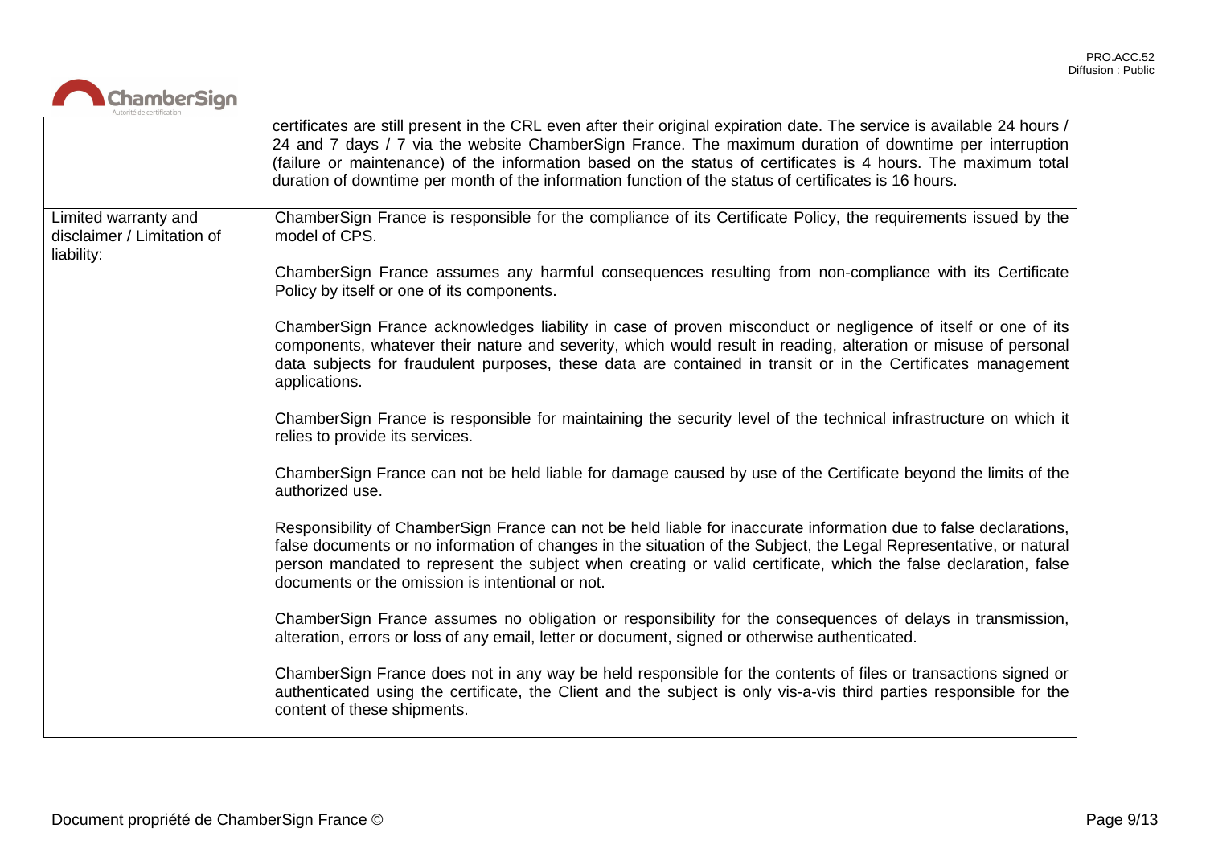| | |
|---|---|
| | certificates are still present in the CRL even after their original expiration date. The service is available 24 hours / 24 and 7 days / 7 via the website ChamberSign France. The maximum duration of downtime per interruption (failure or maintenance) of the information based on the status of certificates is 4 hours. The maximum total duration of downtime per month of the information function of the status of certificates is 16 hours. |
| Limited warranty and disclaimer / Limitation of liability: | ChamberSign France is responsible for the compliance of its Certificate Policy, the requirements issued by the model of CPS.<br><br>ChamberSign France assumes any harmful consequences resulting from non-compliance with its Certificate Policy by itself or one of its components.<br><br>ChamberSign France acknowledges liability in case of proven misconduct or negligence of itself or one of its components, whatever their nature and severity, which would result in reading, alteration or misuse of personal data subjects for fraudulent purposes, these data are contained in transit or in the Certificates management applications.<br><br>ChamberSign France is responsible for maintaining the security level of the technical infrastructure on which it relies to provide its services.<br><br>ChamberSign France can not be held liable for damage caused by use of the Certificate beyond the limits of the authorized use.<br><br>Responsibility of ChamberSign France can not be held liable for inaccurate information due to false declarations, false documents or no information of changes in the situation of the Subject, the Legal Representative, or natural person mandated to represent the subject when creating or valid certificate, which the false declaration, false documents or the omission is intentional or not.<br><br>ChamberSign France assumes no obligation or responsibility for the consequences of delays in transmission, alteration, errors or loss of any email, letter or document, signed or otherwise authenticated.<br><br>ChamberSign France does not in any way be held responsible for the contents of files or transactions signed or authenticated using the certificate, the Client and the subject is only vis-a-vis third parties responsible for the content of these shipments. |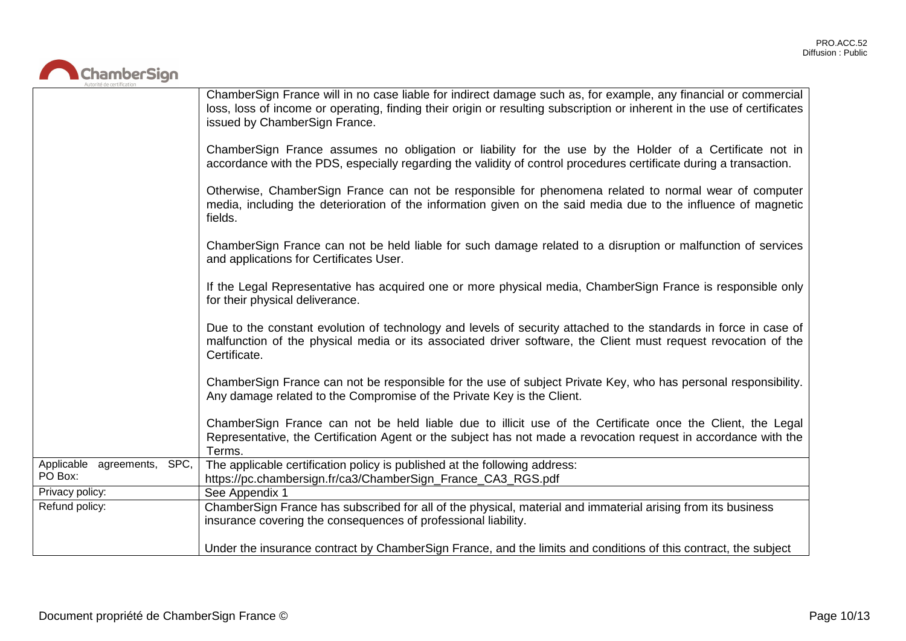| | |
|---|---|
| | ChamberSign France will in no case liable for indirect damage such as, for example, any financial or commercial loss, loss of income or operating, finding their origin or resulting subscription or inherent in the use of certificates issued by ChamberSign France.<br><br>ChamberSign France assumes no obligation or liability for the use by the Holder of a Certificate not in accordance with the PDS, especially regarding the validity of control procedures certificate during a transaction.<br><br>Otherwise, ChamberSign France can not be responsible for phenomena related to normal wear of computer media, including the deterioration of the information given on the said media due to the influence of magnetic fields.<br><br>ChamberSign France can not be held liable for such damage related to a disruption or malfunction of services and applications for Certificates User.<br><br>If the Legal Representative has acquired one or more physical media, ChamberSign France is responsible only for their physical deliverance.<br><br>Due to the constant evolution of technology and levels of security attached to the standards in force in case of malfunction of the physical media or its associated driver software, the Client must request revocation of the Certificate.<br><br>ChamberSign France can not be responsible for the use of subject Private Key, who has personal responsibility. Any damage related to the Compromise of the Private Key is the Client.<br><br>ChamberSign France can not be held liable due to illicit use of the Certificate once the Client, the Legal Representative, the Certification Agent or the subject has not made a revocation request in accordance with the Terms. |
| Applicable agreements, SPC, PO Box: | The applicable certification policy is published at the following address:<br>https://pc.chambersign.fr/ca3/ChamberSign_France_CA3_RGS.pdf |
| Privacy policy: | See Appendix 1 |
| Refund policy: | ChamberSign France has subscribed for all of the physical, material and immaterial arising from its business insurance covering the consequences of professional liability.<br><br>Under the insurance contract by ChamberSign France, and the limits and conditions of this contract, the subject |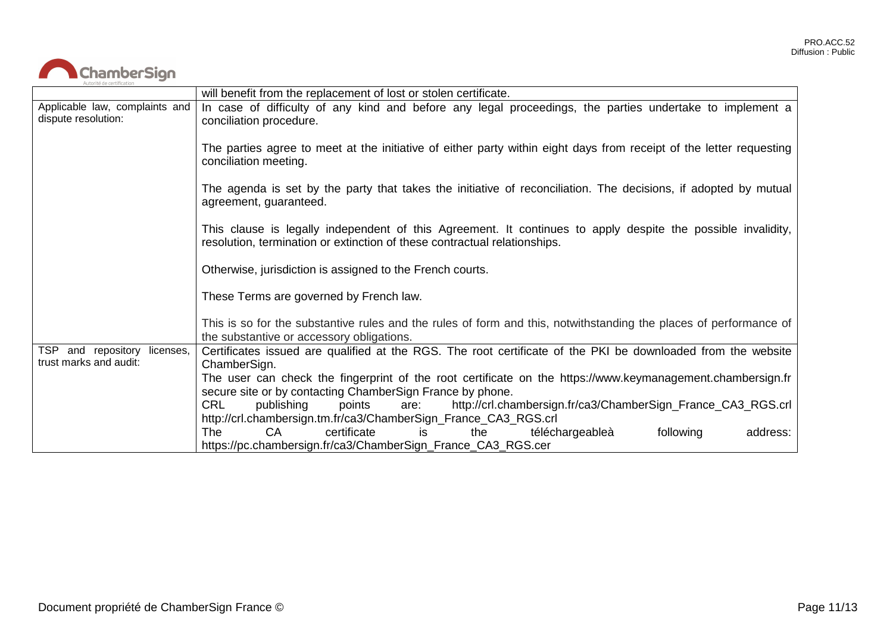| | |
|---|---|
| | will benefit from the replacement of lost or stolen certificate. |
| Applicable law, complaints and dispute resolution: | In case of difficulty of any kind and before any legal proceedings, the parties undertake to implement a conciliation procedure.<br><br>The parties agree to meet at the initiative of either party within eight days from receipt of the letter requesting conciliation meeting.<br><br>The agenda is set by the party that takes the initiative of reconciliation. The decisions, if adopted by mutual agreement, guaranteed.<br><br>This clause is legally independent of this Agreement. It continues to apply despite the possible invalidity, resolution, termination or extinction of these contractual relationships.<br><br>Otherwise, jurisdiction is assigned to the French courts.<br><br>These Terms are governed by French law.<br><br>This is so for the substantive rules and the rules of form and this, notwithstanding the places of performance of the substantive or accessory obligations. |
| TSP and repository licenses, trust marks and audit: | Certificates issued are qualified at the RGS. The root certificate of the PKI be downloaded from the website ChamberSign.<br>The user can check the fingerprint of the root certificate on the https://www.keymanagement.chambersign.fr secure site or by contacting ChamberSign France by phone.<br>CRL publishing points are: http://crl.chambersign.fr/ca3/ChamberSign_France_CA3_RGS.crl http://crl.chambersign.tm.fr/ca3/ChamberSign_France_CA3_RGS.crl<br>The CA certificate is the téléchargeableà following address: https://pc.chambersign.fr/ca3/ChamberSign_France_CA3_RGS.cer |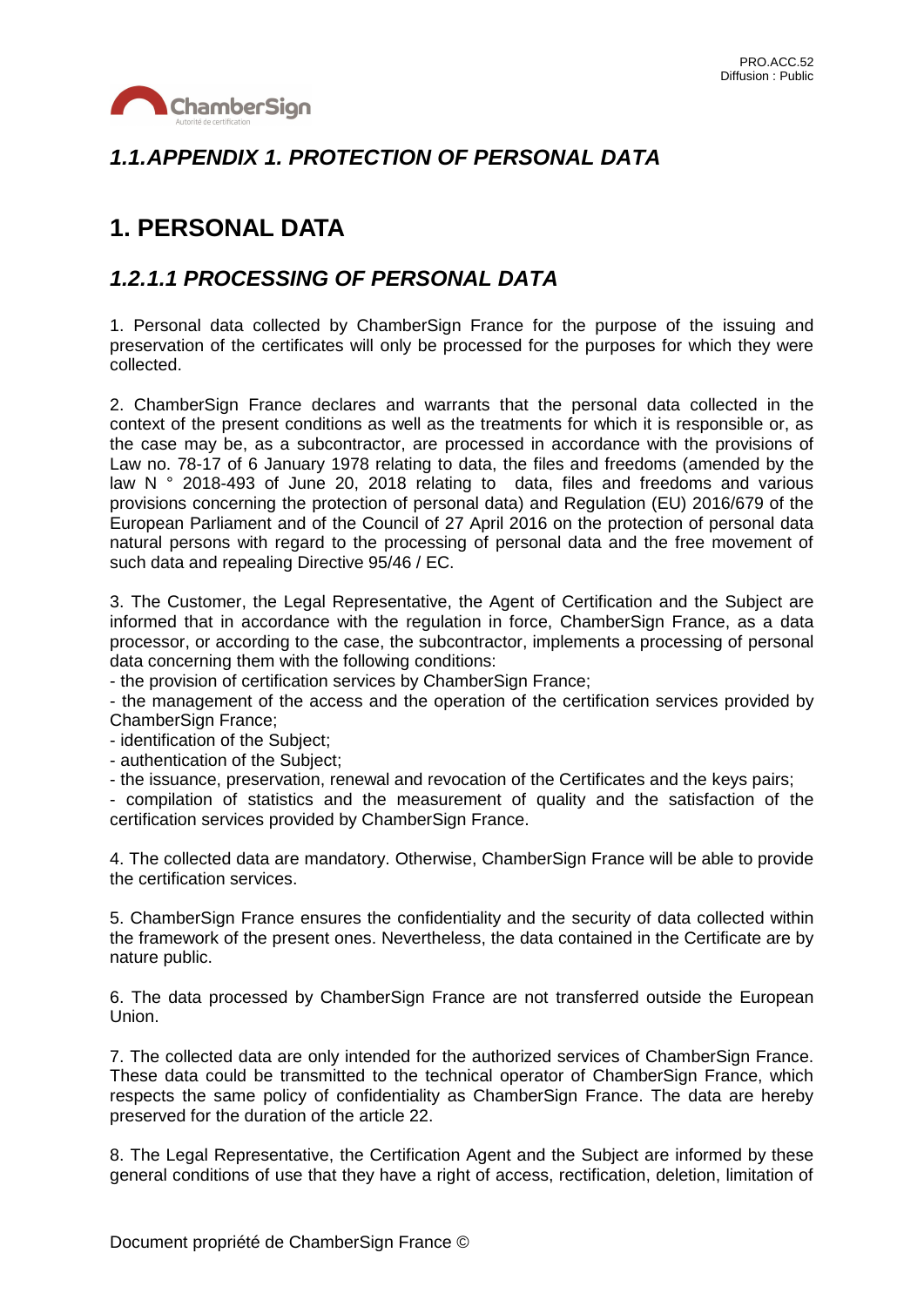## *1.1.APPENDIX 1. PROTECTION OF PERSONAL DATA*

# 1. PERSONAL DATA

## *1.2.1.1 PROCESSING OF PERSONAL DATA*

1. Personal data collected by ChamberSign France for the purpose of the issuing and preservation of the certificates will only be processed for the purposes for which they were collected.

2. ChamberSign France declares and warrants that the personal data collected in the context of the present conditions as well as the treatments for which it is responsible or, as the case may be, as a subcontractor, are processed in accordance with the provisions of Law no. 78-17 of 6 January 1978 relating to data, the files and freedoms (amended by the law N ° 2018-493 of June 20, 2018 relating to data, files and freedoms and various provisions concerning the protection of personal data) and Regulation (EU) 2016/679 of the European Parliament and of the Council of 27 April 2016 on the protection of personal data natural persons with regard to the processing of personal data and the free movement of such data and repealing Directive 95/46 / EC.

3. The Customer, the Legal Representative, the Agent of Certification and the Subject are informed that in accordance with the regulation in force, ChamberSign France, as a data processor, or according to the case, the subcontractor, implements a processing of personal data concerning them with the following conditions:
- the provision of certification services by ChamberSign France;
- the management of the access and the operation of the certification services provided by ChamberSign France;
- identification of the Subject;
- authentication of the Subject;
- the issuance, preservation, renewal and revocation of the Certificates and the keys pairs;
- compilation of statistics and the measurement of quality and the satisfaction of the certification services provided by ChamberSign France.

4. The collected data are mandatory. Otherwise, ChamberSign France will be able to provide the certification services.

5. ChamberSign France ensures the confidentiality and the security of data collected within the framework of the present ones. Nevertheless, the data contained in the Certificate are by nature public.

6. The data processed by ChamberSign France are not transferred outside the European Union.

7. The collected data are only intended for the authorized services of ChamberSign France. These data could be transmitted to the technical operator of ChamberSign France, which respects the same policy of confidentiality as ChamberSign France. The data are hereby preserved for the duration of the article 22.

8. The Legal Representative, the Certification Agent and the Subject are informed by these general conditions of use that they have a right of access, rectification, deletion, limitation of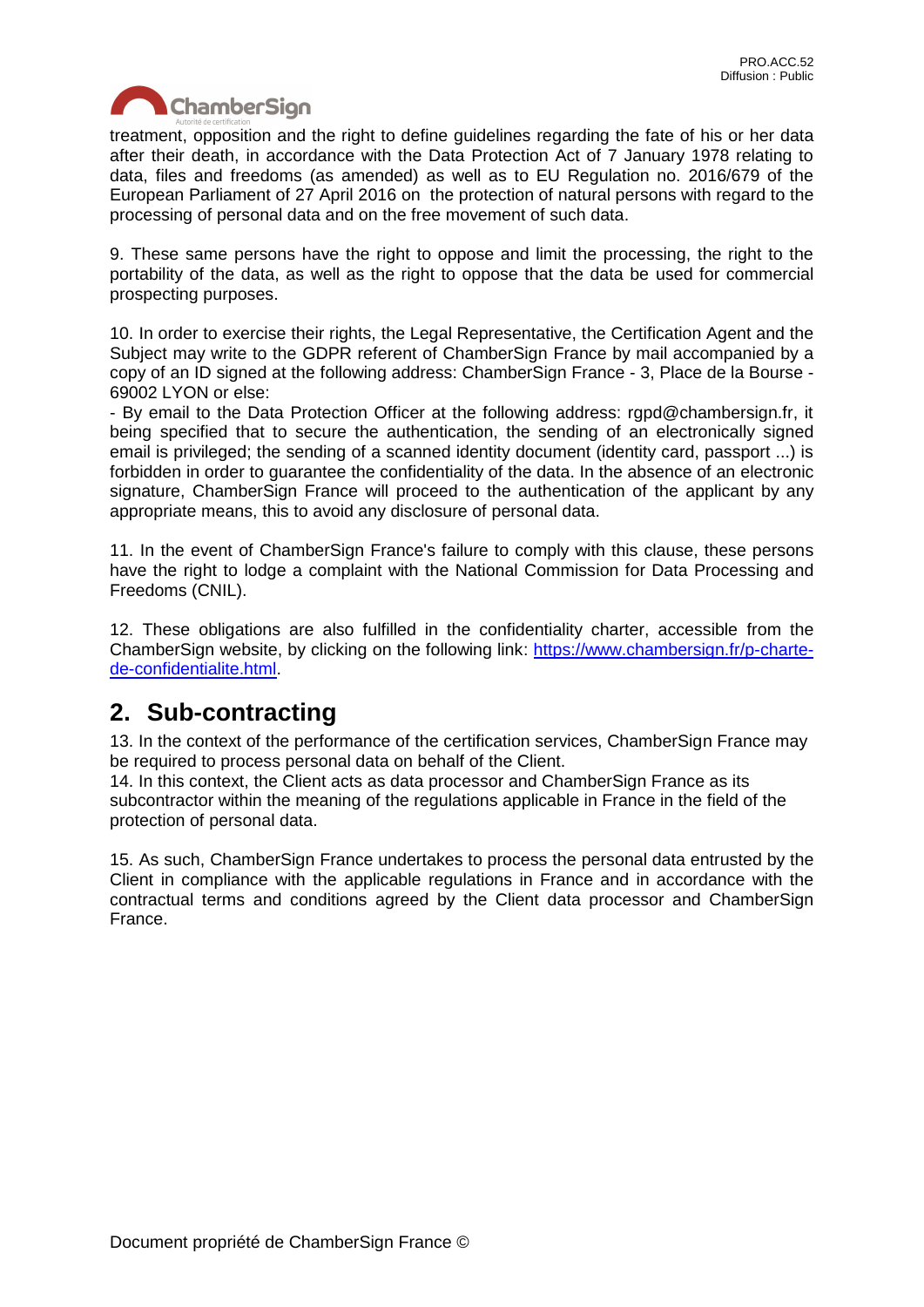treatment, opposition and the right to define guidelines regarding the fate of his or her data after their death, in accordance with the Data Protection Act of 7 January 1978 relating to data, files and freedoms (as amended) as well as to EU Regulation no. 2016/679 of the European Parliament of 27 April 2016 on the protection of natural persons with regard to the processing of personal data and on the free movement of such data.

9. These same persons have the right to oppose and limit the processing, the right to the portability of the data, as well as the right to oppose that the data be used for commercial prospecting purposes.

10. In order to exercise their rights, the Legal Representative, the Certification Agent and the Subject may write to the GDPR referent of ChamberSign France by mail accompanied by a copy of an ID signed at the following address: ChamberSign France - 3, Place de la Bourse - 69002 LYON or else:
- By email to the Data Protection Officer at the following address: rgpd@chambersign.fr, it being specified that to secure the authentication, the sending of an electronically signed email is privileged; the sending of a scanned identity document (identity card, passport ...) is forbidden in order to guarantee the confidentiality of the data. In the absence of an electronic signature, ChamberSign France will proceed to the authentication of the applicant by any appropriate means, this to avoid any disclosure of personal data.

11. In the event of ChamberSign France's failure to comply with this clause, these persons have the right to lodge a complaint with the National Commission for Data Processing and Freedoms (CNIL).

12. These obligations are also fulfilled in the confidentiality charter, accessible from the ChamberSign website, by clicking on the following link: [https://www.chambersign.fr/p-charte-de-confidentialite.html](https://www.chambersign.fr/p-charte-de-confidentialite.html).

## 2. Sub-contracting

13. In the context of the performance of the certification services, ChamberSign France may be required to process personal data on behalf of the Client.
14. In this context, the Client acts as data processor and ChamberSign France as its subcontractor within the meaning of the regulations applicable in France in the field of the protection of personal data.

15. As such, ChamberSign France undertakes to process the personal data entrusted by the Client in compliance with the applicable regulations in France and in accordance with the contractual terms and conditions agreed by the Client data processor and ChamberSign France.